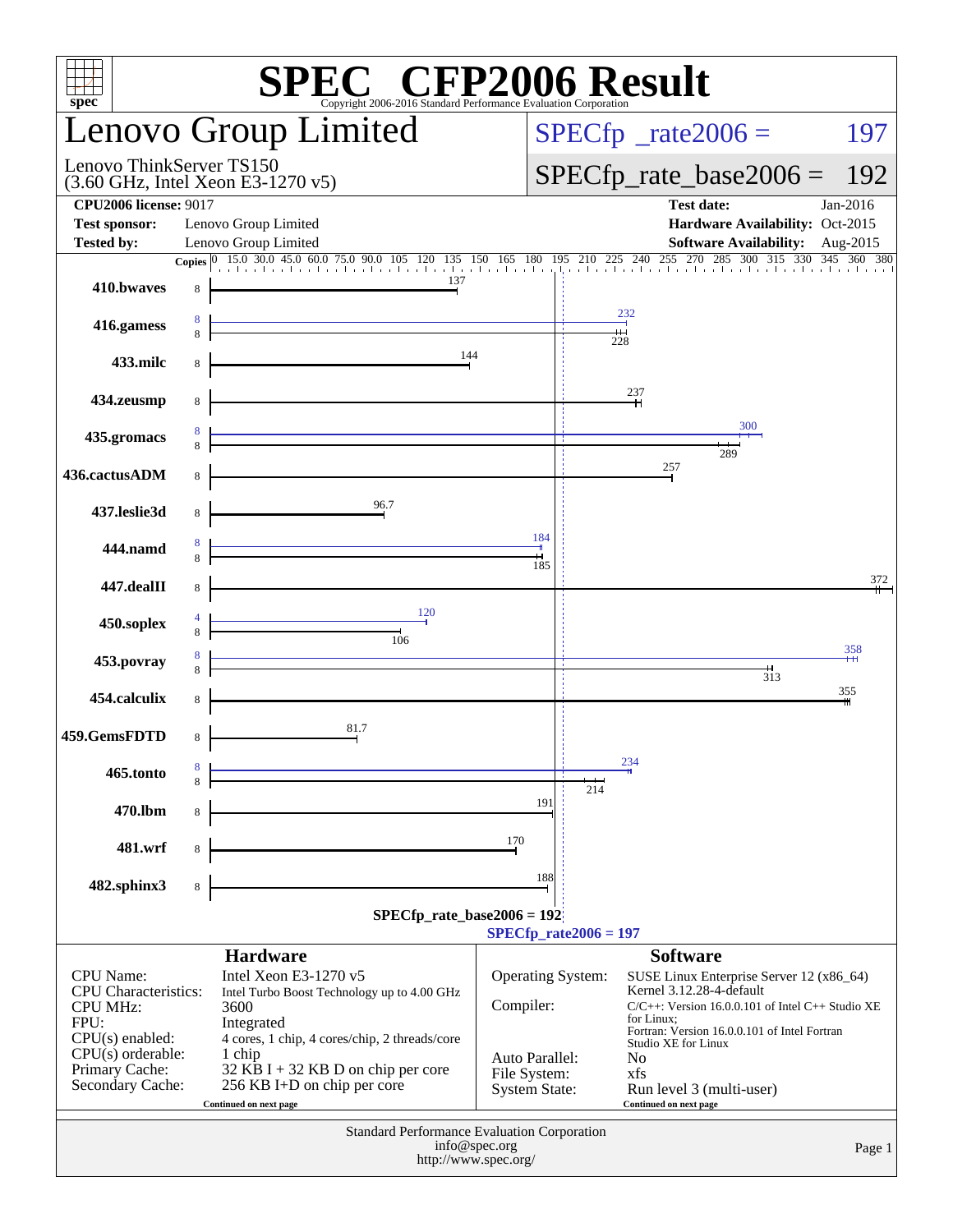# SPEC CFP2006 Result

Copyright 2006-2016 Standard Performance Evaluation Corporation

## Lenovo Group Limited

Lenovo ThinkServer TS150
(3.60 GHz, Intel Xeon E3-1270 v5)

SPECfp_rate2006 = 197

SPECfp_rate_base2006 = 192

| | | | |
|---|---|---|---|
| **CPU2006 license:** 9017 | | **Test date:** | Jan-2016 |
| **Test sponsor:** | Lenovo Group Limited | **Hardware Availability:** | Oct-2015 |
| **Tested by:** | Lenovo Group Limited | **Software Availability:** | Aug-2015 |

Copies 0 15.0 30.0 45.0 60.0 75.0 90.0 105 120 135 150 165 180 195 210 225 240 255 270 285 300 315 330 345 360 380

410.bwaves 8 137

416.gamess 8 232, 8 228

433.milc 8 144

434.zeusmp 8 237

435.gromacs 8 300, 8 289

436.cactusADM 8 257

437.leslie3d 8 96.7

444.namd 8 184, 8 185

447.dealII 8 372

450.soplex 4 120, 8 106

453.povray 8 358, 8 313

454.calculix 8 355

459.GemsFDTD 8 81.7

465.tonto 8 234, 8 214

470.lbm 8 191

481.wrf 8 170

482.sphinx3 8 188

SPECfp_rate_base2006 = 192

SPECfp_rate2006 = 197

## Hardware

| | |
|---|---|
| CPU Name: | Intel Xeon E3-1270 v5 |
| CPU Characteristics: | Intel Turbo Boost Technology up to 4.00 GHz |
| CPU MHz: | 3600 |
| FPU: | Integrated |
| CPU(s) enabled: | 4 cores, 1 chip, 4 cores/chip, 2 threads/core |
| CPU(s) orderable: | 1 chip |
| Primary Cache: | 32 KB I + 32 KB D on chip per core |
| Secondary Cache: | 256 KB I+D on chip per core |

Continued on next page

## Software

| | |
|---|---|
| Operating System: | SUSE Linux Enterprise Server 12 (x86_64) Kernel 3.12.28-4-default |
| Compiler: | C/C++: Version 16.0.0.101 of Intel C++ Studio XE for Linux; Fortran: Version 16.0.0.101 of Intel Fortran Studio XE for Linux |
| Auto Parallel: | No |
| File System: | xfs |
| System State: | Run level 3 (multi-user) |

Continued on next page

Standard Performance Evaluation Corporation
info@spec.org
http://www.spec.org/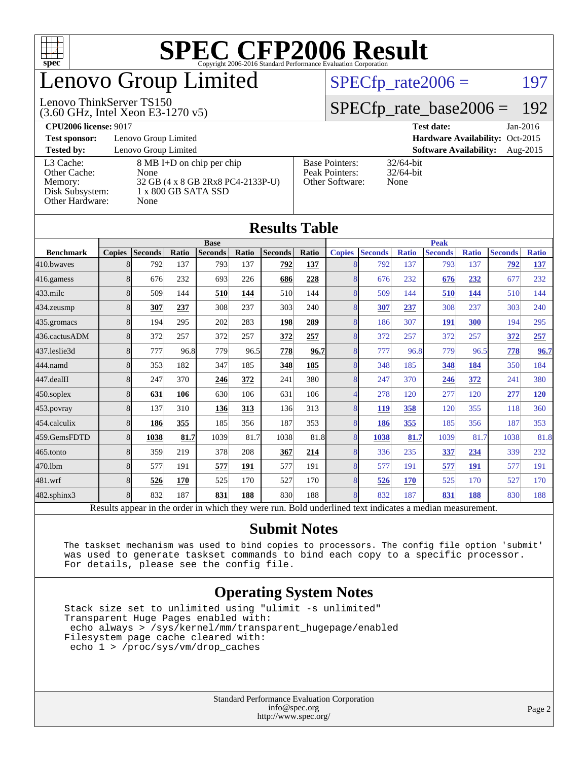# SPEC CFP2006 Result

Copyright 2006-2016 Standard Performance Evaluation Corporation

## Lenovo Group Limited

Lenovo ThinkServer TS150
(3.60 GHz, Intel Xeon E3-1270 v5)

SPECfp_rate2006 = 197

SPECfp_rate_base2006 = 192

**CPU2006 license:** 9017

**Test sponsor:** Lenovo Group Limited

**Tested by:** Lenovo Group Limited

**Test date:** Jan-2016

**Hardware Availability:** Oct-2015

**Software Availability:** Aug-2015

| | |
|---|---|
| L3 Cache: | 8 MB I+D on chip per chip |
| Other Cache: | None |
| Memory: | 32 GB (4 x 8 GB 2Rx8 PC4-2133P-U) |
| Disk Subsystem: | 1 x 800 GB SATA SSD |
| Other Hardware: | None |

| | |
|---|---|
| Base Pointers: | 32/64-bit |
| Peak Pointers: | 32/64-bit |
| Other Software: | None |

## Results Table

| | Base | | | | | | | Peak | | | | | | |
|---|---|---|---|---|---|---|---|---|---|---|---|---|---|---|
| **Benchmark** | **Copies** | **Seconds** | **Ratio** | **Seconds** | **Ratio** | **Seconds** | **Ratio** | **Copies** | **Seconds** | **Ratio** | **Seconds** | **Ratio** | **Seconds** | **Ratio** |
| 410.bwaves | 8 | 792 | 137 | 793 | 137 | **792** | **137** | 8 | 792 | 137 | 793 | 137 | **792** | **137** |
| 416.gamess | 8 | 676 | 232 | 693 | 226 | **686** | **228** | 8 | 676 | 232 | **676** | **232** | 677 | 232 |
| 433.milc | 8 | 509 | 144 | **510** | **144** | 510 | 144 | 8 | 509 | 144 | **510** | **144** | 510 | 144 |
| 434.zeusmp | 8 | **307** | **237** | 308 | 237 | 303 | 240 | 8 | **307** | **237** | 308 | 237 | 303 | 240 |
| 435.gromacs | 8 | 194 | 295 | 202 | 283 | **198** | **289** | 8 | 186 | 307 | **191** | **300** | 194 | 295 |
| 436.cactusADM | 8 | 372 | 257 | 372 | 257 | **372** | **257** | 8 | 372 | 257 | 372 | 257 | **372** | **257** |
| 437.leslie3d | 8 | 777 | 96.8 | 779 | 96.5 | **778** | **96.7** | 8 | 777 | 96.8 | 779 | 96.5 | **778** | **96.7** |
| 444.namd | 8 | 353 | 182 | 347 | 185 | **348** | **185** | 8 | 348 | 185 | **348** | **184** | 350 | 184 |
| 447.dealII | 8 | 247 | 370 | **246** | **372** | 241 | 380 | 8 | 247 | 370 | **246** | **372** | 241 | 380 |
| 450.soplex | 8 | **631** | **106** | 630 | 106 | 631 | 106 | 4 | 278 | 120 | 277 | 120 | **277** | **120** |
| 453.povray | 8 | 137 | 310 | **136** | **313** | 136 | 313 | 8 | **119** | **358** | 120 | 355 | 118 | 360 |
| 454.calculix | 8 | **186** | **355** | 185 | 356 | 187 | 353 | 8 | **186** | **355** | 185 | 356 | 187 | 353 |
| 459.GemsFDTD | 8 | **1038** | **81.7** | 1039 | 81.7 | 1038 | 81.8 | 8 | **1038** | **81.7** | 1039 | 81.7 | 1038 | 81.8 |
| 465.tonto | 8 | 359 | 219 | 378 | 208 | **367** | **214** | 8 | 336 | 235 | **337** | **234** | 339 | 232 |
| 470.lbm | 8 | 577 | 191 | **577** | **191** | 577 | 191 | 8 | 577 | 191 | **577** | **191** | 577 | 191 |
| 481.wrf | 8 | **526** | **170** | 525 | 170 | 527 | 170 | 8 | **526** | **170** | 525 | 170 | 527 | 170 |
| 482.sphinx3 | 8 | 832 | 187 | **831** | **188** | 830 | 188 | 8 | 832 | 187 | **831** | **188** | 830 | 188 |

Results appear in the order in which they were run. Bold underlined text indicates a median measurement.

## Submit Notes

```
The taskset mechanism was used to bind copies to processors. The config file option 'submit'
was used to generate taskset commands to bind each copy to a specific processor.
For details, please see the config file.
```

## Operating System Notes

```
Stack size set to unlimited using "ulimit -s unlimited"
Transparent Huge Pages enabled with:
 echo always > /sys/kernel/mm/transparent_hugepage/enabled
Filesystem page cache cleared with:
 echo 1 > /proc/sys/vm/drop_caches
```

Standard Performance Evaluation Corporation
info@spec.org
http://www.spec.org/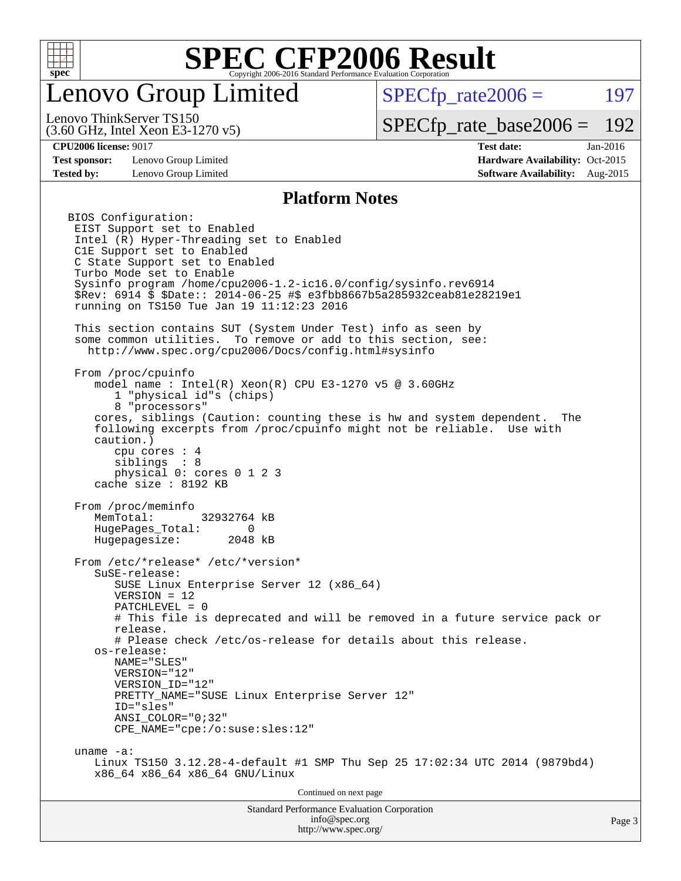# SPEC CFP2006 Result

Copyright 2006-2016 Standard Performance Evaluation Corporation

## Lenovo Group Limited

Lenovo ThinkServer TS150
(3.60 GHz, Intel Xeon E3-1270 v5)

SPECfp_rate2006 = 197

SPECfp_rate_base2006 = 192

**CPU2006 license:** 9017
**Test sponsor:** Lenovo Group Limited
**Tested by:** Lenovo Group Limited

**Test date:** Jan-2016
**Hardware Availability:** Oct-2015
**Software Availability:** Aug-2015

### Platform Notes

```
BIOS Configuration:
 EIST Support set to Enabled
 Intel (R) Hyper-Threading set to Enabled
 C1E Support set to Enabled
 C State Support set to Enabled
 Turbo Mode set to Enable
 Sysinfo program /home/cpu2006-1.2-ic16.0/config/sysinfo.rev6914
 $Rev: 6914 $ $Date:: 2014-06-25 #$ e3fbb8667b5a285932ceab81e28219e1
 running on TS150 Tue Jan 19 11:12:23 2016

 This section contains SUT (System Under Test) info as seen by
 some common utilities.  To remove or add to this section, see:
   http://www.spec.org/cpu2006/Docs/config.html#sysinfo

 From /proc/cpuinfo
    model name : Intel(R) Xeon(R) CPU E3-1270 v5 @ 3.60GHz
       1 "physical id"s (chips)
       8 "processors"
    cores, siblings (Caution: counting these is hw and system dependent.  The
    following excerpts from /proc/cpuinfo might not be reliable.  Use with
    caution.)
       cpu cores : 4
       siblings  : 8
       physical 0: cores 0 1 2 3
    cache size : 8192 KB

 From /proc/meminfo
    MemTotal:       32932764 kB
    HugePages_Total:       0
    Hugepagesize:       2048 kB

 From /etc/*release* /etc/*version*
    SuSE-release:
       SUSE Linux Enterprise Server 12 (x86_64)
       VERSION = 12
       PATCHLEVEL = 0
       # This file is deprecated and will be removed in a future service pack or
       release.
       # Please check /etc/os-release for details about this release.
    os-release:
       NAME="SLES"
       VERSION="12"
       VERSION_ID="12"
       PRETTY_NAME="SUSE Linux Enterprise Server 12"
       ID="sles"
       ANSI_COLOR="0;32"
       CPE_NAME="cpe:/o:suse:sles:12"

 uname -a:
    Linux TS150 3.12.28-4-default #1 SMP Thu Sep 25 17:02:34 UTC 2014 (9879bd4)
    x86_64 x86_64 x86_64 GNU/Linux
```

Continued on next page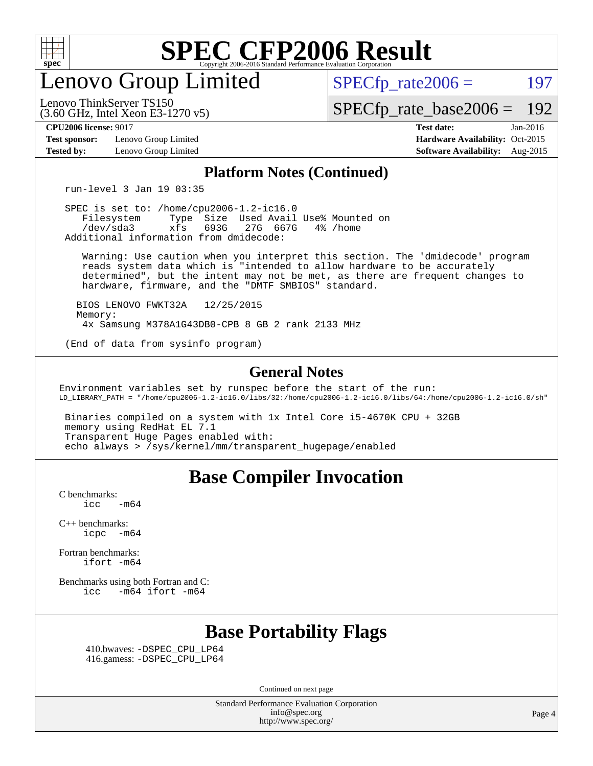## Platform Notes (Continued)

```
run-level 3 Jan 19 03:35

SPEC is set to: /home/cpu2006-1.2-ic16.0
   Filesystem     Type  Size  Used Avail Use% Mounted on
   /dev/sda3      xfs   693G   27G  667G   4% /home
Additional information from dmidecode:

    Warning: Use caution when you interpret this section. The 'dmidecode' program
    reads system data which is "intended to allow hardware to be accurately
    determined", but the intent may not be met, as there are frequent changes to
    hardware, firmware, and the "DMTF SMBIOS" standard.

   BIOS LENOVO FWKT32A   12/25/2015
   Memory:
    4x Samsung M378A1G43DB0-CPB 8 GB 2 rank 2133 MHz

(End of data from sysinfo program)
```

## General Notes

```
Environment variables set by runspec before the start of the run:
LD_LIBRARY_PATH = "/home/cpu2006-1.2-ic16.0/libs/32:/home/cpu2006-1.2-ic16.0/libs/64:/home/cpu2006-1.2-ic16.0/sh"

 Binaries compiled on a system with 1x Intel Core i5-4670K CPU + 32GB
 memory using RedHat EL 7.1
 Transparent Huge Pages enabled with:
 echo always > /sys/kernel/mm/transparent_hugepage/enabled
```

## Base Compiler Invocation

C benchmarks:
icc -m64

C++ benchmarks:
icpc -m64

Fortran benchmarks:
ifort -m64

Benchmarks using both Fortran and C:
icc -m64 ifort -m64

## Base Portability Flags

410.bwaves: -DSPEC_CPU_LP64
416.gamess: -DSPEC_CPU_LP64

Continued on next page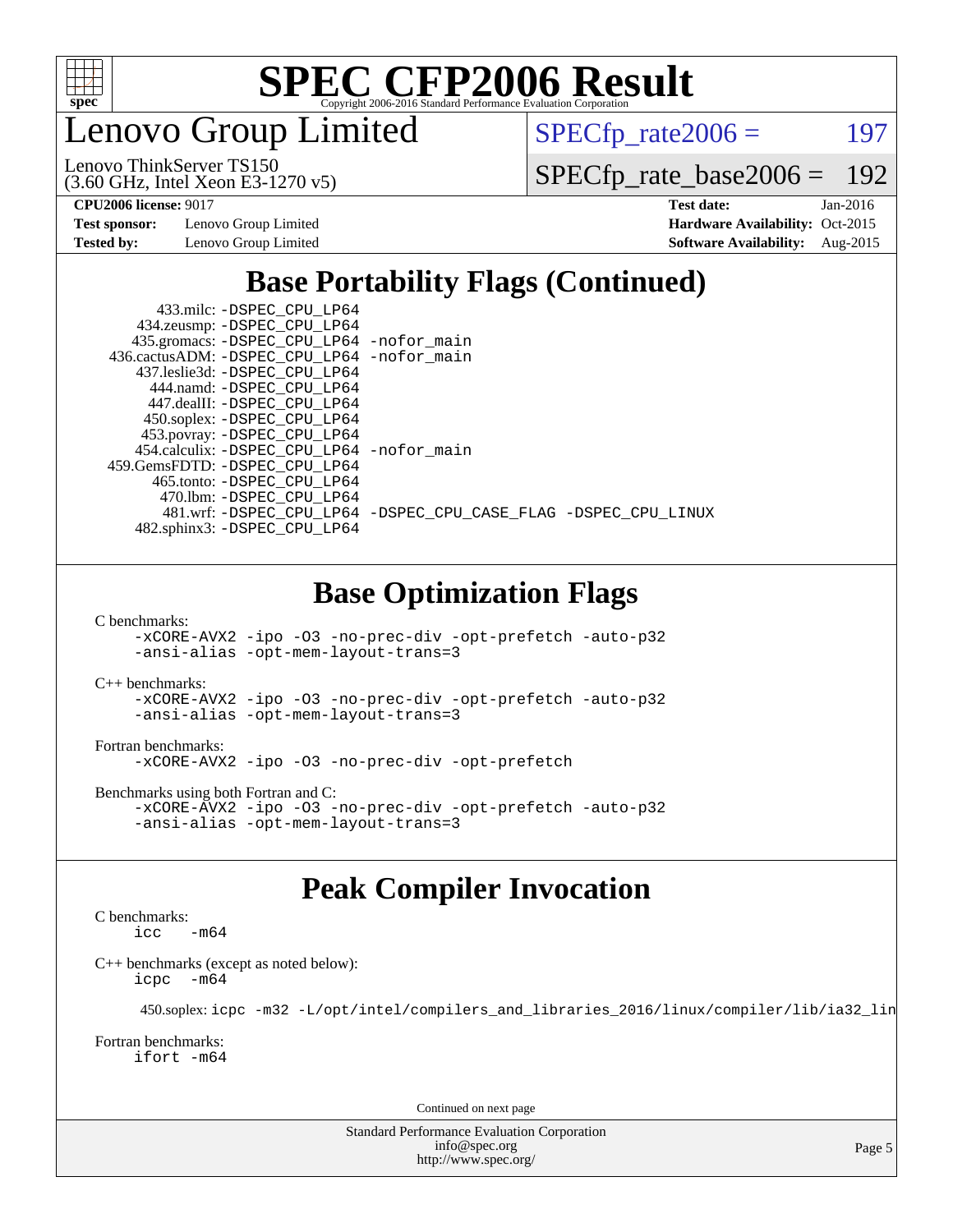# SPEC CFP2006 Result

Copyright 2006-2016 Standard Performance Evaluation Corporation

## Lenovo Group Limited

Lenovo ThinkServer TS150
(3.60 GHz, Intel Xeon E3-1270 v5)

SPECfp_rate2006 = 197

SPECfp_rate_base2006 = 192

**CPU2006 license:** 9017
**Test sponsor:** Lenovo Group Limited
**Tested by:** Lenovo Group Limited

**Test date:** Jan-2016
**Hardware Availability:** Oct-2015
**Software Availability:** Aug-2015

## Base Portability Flags (Continued)

433.milc: -DSPEC_CPU_LP64
434.zeusmp: -DSPEC_CPU_LP64
435.gromacs: -DSPEC_CPU_LP64 -nofor_main
436.cactusADM: -DSPEC_CPU_LP64 -nofor_main
437.leslie3d: -DSPEC_CPU_LP64
444.namd: -DSPEC_CPU_LP64
447.dealII: -DSPEC_CPU_LP64
450.soplex: -DSPEC_CPU_LP64
453.povray: -DSPEC_CPU_LP64
454.calculix: -DSPEC_CPU_LP64 -nofor_main
459.GemsFDTD: -DSPEC_CPU_LP64
465.tonto: -DSPEC_CPU_LP64
470.lbm: -DSPEC_CPU_LP64
481.wrf: -DSPEC_CPU_LP64 -DSPEC_CPU_CASE_FLAG -DSPEC_CPU_LINUX
482.sphinx3: -DSPEC_CPU_LP64

## Base Optimization Flags

C benchmarks:
-xCORE-AVX2 -ipo -O3 -no-prec-div -opt-prefetch -auto-p32 -ansi-alias -opt-mem-layout-trans=3

C++ benchmarks:
-xCORE-AVX2 -ipo -O3 -no-prec-div -opt-prefetch -auto-p32 -ansi-alias -opt-mem-layout-trans=3

Fortran benchmarks:
-xCORE-AVX2 -ipo -O3 -no-prec-div -opt-prefetch

Benchmarks using both Fortran and C:
-xCORE-AVX2 -ipo -O3 -no-prec-div -opt-prefetch -auto-p32 -ansi-alias -opt-mem-layout-trans=3

## Peak Compiler Invocation

C benchmarks:
icc -m64

C++ benchmarks (except as noted below):
icpc -m64

450.soplex: icpc -m32 -L/opt/intel/compilers_and_libraries_2016/linux/compiler/lib/ia32_lin

Fortran benchmarks:
ifort -m64

Continued on next page

Standard Performance Evaluation Corporation
info@spec.org
http://www.spec.org/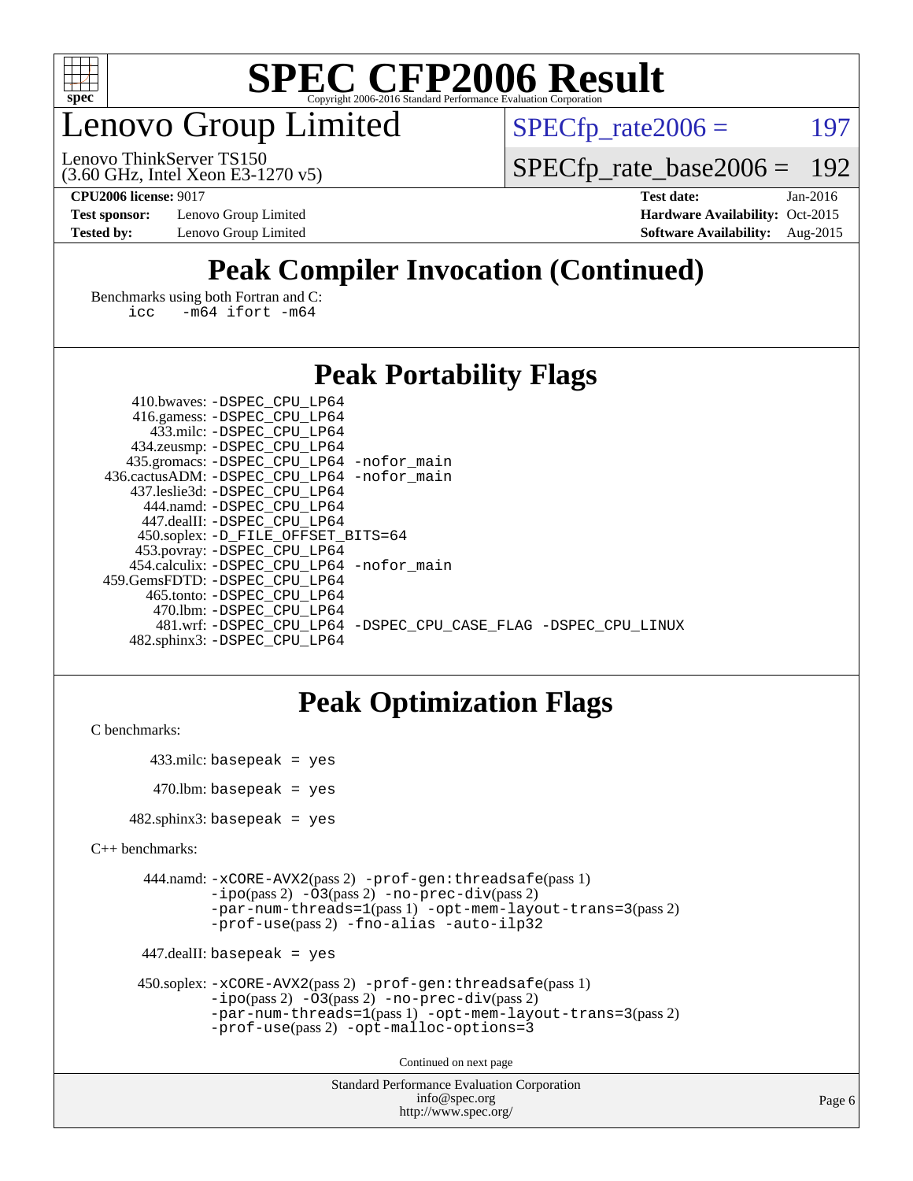# SPEC CFP2006 Result

Copyright 2006-2016 Standard Performance Evaluation Corporation

## Lenovo Group Limited

Lenovo ThinkServer TS150
(3.60 GHz, Intel Xeon E3-1270 v5)

SPECfp_rate2006 = 197

SPECfp_rate_base2006 = 192

**CPU2006 license:** 9017
**Test sponsor:** Lenovo Group Limited
**Tested by:** Lenovo Group Limited

**Test date:** Jan-2016
**Hardware Availability:** Oct-2015
**Software Availability:** Aug-2015

## Peak Compiler Invocation (Continued)

Benchmarks using both Fortran and C:
```
icc   -m64 ifort -m64
```

## Peak Portability Flags

```
410.bwaves: -DSPEC_CPU_LP64
416.gamess: -DSPEC_CPU_LP64
433.milc: -DSPEC_CPU_LP64
434.zeusmp: -DSPEC_CPU_LP64
435.gromacs: -DSPEC_CPU_LP64 -nofor_main
436.cactusADM: -DSPEC_CPU_LP64 -nofor_main
437.leslie3d: -DSPEC_CPU_LP64
444.namd: -DSPEC_CPU_LP64
447.dealII: -DSPEC_CPU_LP64
450.soplex: -D_FILE_OFFSET_BITS=64
453.povray: -DSPEC_CPU_LP64
454.calculix: -DSPEC_CPU_LP64 -nofor_main
459.GemsFDTD: -DSPEC_CPU_LP64
465.tonto: -DSPEC_CPU_LP64
470.lbm: -DSPEC_CPU_LP64
481.wrf: -DSPEC_CPU_LP64 -DSPEC_CPU_CASE_FLAG -DSPEC_CPU_LINUX
482.sphinx3: -DSPEC_CPU_LP64
```

## Peak Optimization Flags

C benchmarks:

```
433.milc: basepeak = yes

470.lbm: basepeak = yes

482.sphinx3: basepeak = yes
```

C++ benchmarks:

```
444.namd: -xCORE-AVX2(pass 2) -prof-gen:threadsafe(pass 1)
          -ipo(pass 2) -O3(pass 2) -no-prec-div(pass 2)
          -par-num-threads=1(pass 1) -opt-mem-layout-trans=3(pass 2)
          -prof-use(pass 2) -fno-alias -auto-ilp32

447.dealII: basepeak = yes

450.soplex: -xCORE-AVX2(pass 2) -prof-gen:threadsafe(pass 1)
            -ipo(pass 2) -O3(pass 2) -no-prec-div(pass 2)
            -par-num-threads=1(pass 1) -opt-mem-layout-trans=3(pass 2)
            -prof-use(pass 2) -opt-malloc-options=3
```

Continued on next page

Standard Performance Evaluation Corporation
info@spec.org
http://www.spec.org/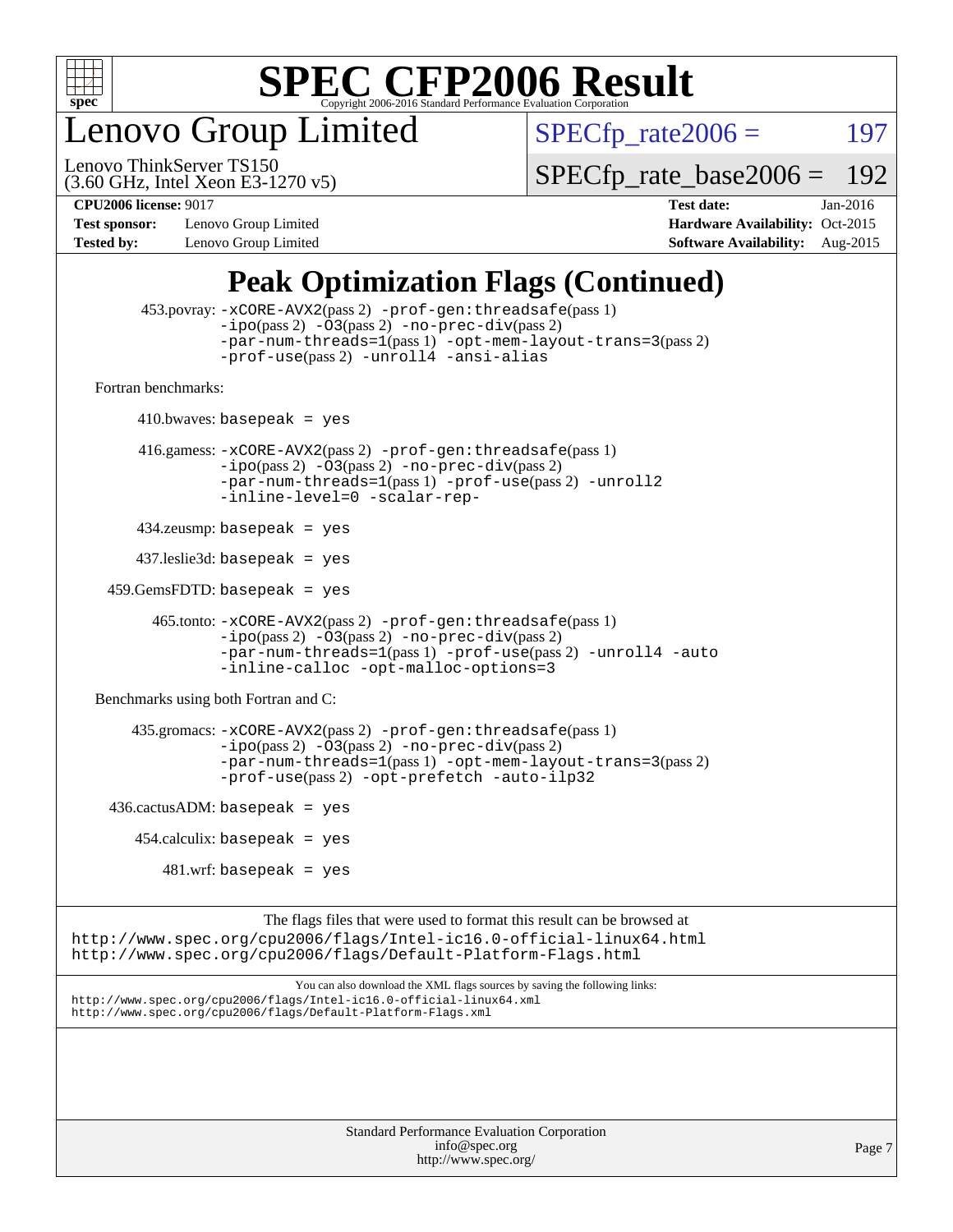# Peak Optimization Flags (Continued)

453.povray: -xCORE-AVX2(pass 2) -prof-gen:threadsafe(pass 1) -ipo(pass 2) -O3(pass 2) -no-prec-div(pass 2) -par-num-threads=1(pass 1) -opt-mem-layout-trans=3(pass 2) -prof-use(pass 2) -unroll4 -ansi-alias

Fortran benchmarks:

410.bwaves: basepeak = yes

416.gamess: -xCORE-AVX2(pass 2) -prof-gen:threadsafe(pass 1) -ipo(pass 2) -O3(pass 2) -no-prec-div(pass 2) -par-num-threads=1(pass 1) -prof-use(pass 2) -unroll2 -inline-level=0 -scalar-rep-

434.zeusmp: basepeak = yes

437.leslie3d: basepeak = yes

459.GemsFDTD: basepeak = yes

465.tonto: -xCORE-AVX2(pass 2) -prof-gen:threadsafe(pass 1) -ipo(pass 2) -O3(pass 2) -no-prec-div(pass 2) -par-num-threads=1(pass 1) -prof-use(pass 2) -unroll4 -auto -inline-calloc -opt-malloc-options=3

Benchmarks using both Fortran and C:

435.gromacs: -xCORE-AVX2(pass 2) -prof-gen:threadsafe(pass 1) -ipo(pass 2) -O3(pass 2) -no-prec-div(pass 2) -par-num-threads=1(pass 1) -opt-mem-layout-trans=3(pass 2) -prof-use(pass 2) -opt-prefetch -auto-ilp32

436.cactusADM: basepeak = yes

454.calculix: basepeak = yes

481.wrf: basepeak = yes

The flags files that were used to format this result can be browsed at
http://www.spec.org/cpu2006/flags/Intel-ic16.0-official-linux64.html
http://www.spec.org/cpu2006/flags/Default-Platform-Flags.html

You can also download the XML flags sources by saving the following links:
http://www.spec.org/cpu2006/flags/Intel-ic16.0-official-linux64.xml
http://www.spec.org/cpu2006/flags/Default-Platform-Flags.xml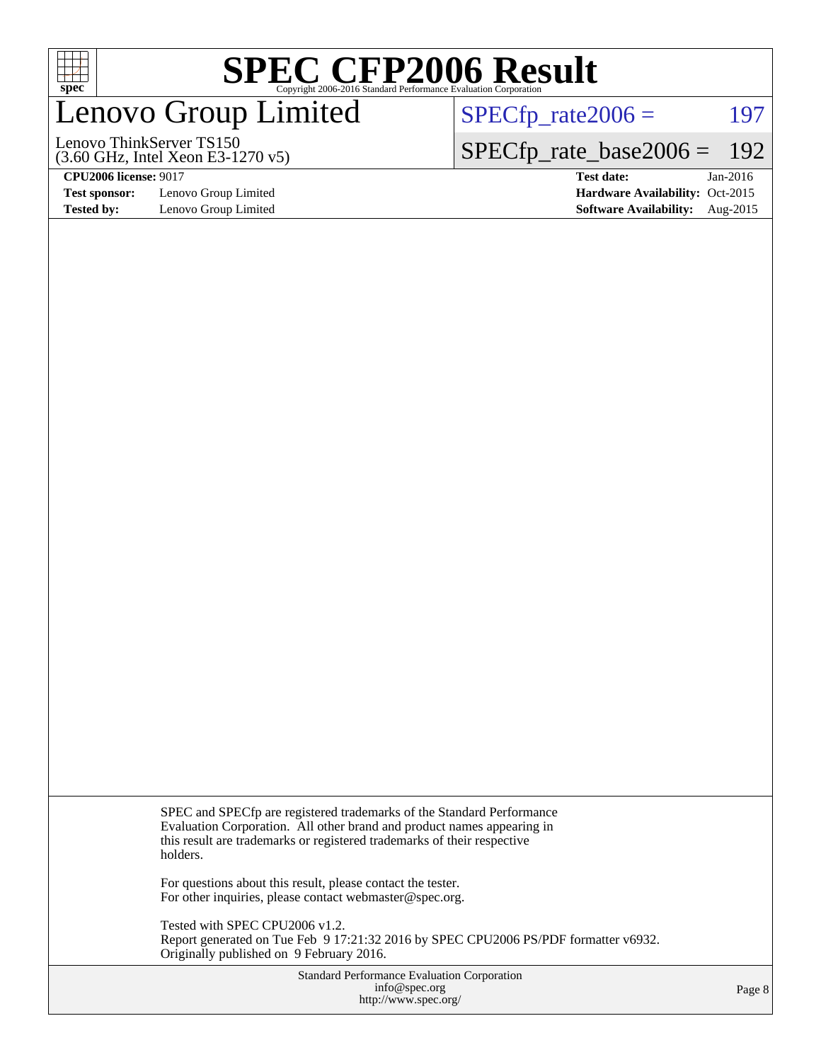SPEC and SPECfp are registered trademarks of the Standard Performance Evaluation Corporation. All other brand and product names appearing in this result are trademarks or registered trademarks of their respective holders.

For questions about this result, please contact the tester.
For other inquiries, please contact webmaster@spec.org.

Tested with SPEC CPU2006 v1.2.
Report generated on Tue Feb 9 17:21:32 2016 by SPEC CPU2006 PS/PDF formatter v6932.
Originally published on 9 February 2016.